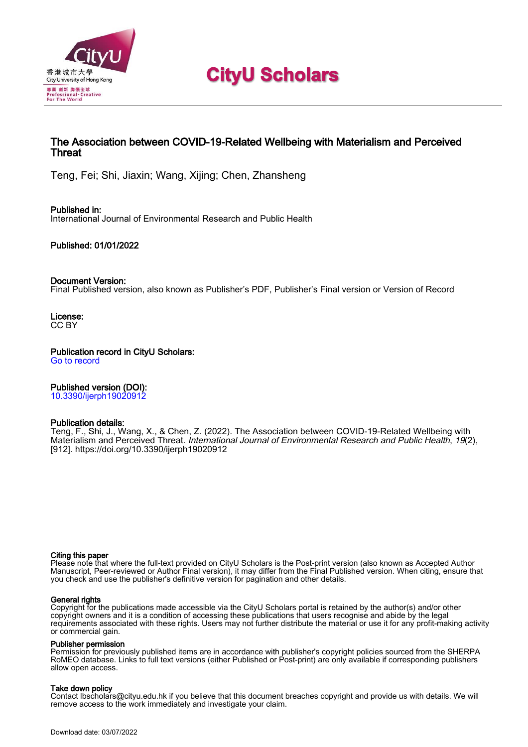香港城市大學
City University of Hong Kong
專業 創新 胸懷全球
Professional · Creative
For The World

# CityU Scholars

## The Association between COVID-19-Related Wellbeing with Materialism and Perceived Threat

Teng, Fei; Shi, Jiaxin; Wang, Xijing; Chen, Zhansheng

**Published in:**
International Journal of Environmental Research and Public Health

**Published: 01/01/2022**

**Document Version:**
Final Published version, also known as Publisher's PDF, Publisher's Final version or Version of Record

**License:**
CC BY

**Publication record in CityU Scholars:**
Go to record

**Published version (DOI):**
10.3390/ijerph19020912

**Publication details:**
Teng, F., Shi, J., Wang, X., & Chen, Z. (2022). The Association between COVID-19-Related Wellbeing with Materialism and Perceived Threat. *International Journal of Environmental Research and Public Health*, *19*(2), [912]. https://doi.org/10.3390/ijerph19020912

**Citing this paper**
Please note that where the full-text provided on CityU Scholars is the Post-print version (also known as Accepted Author Manuscript, Peer-reviewed or Author Final version), it may differ from the Final Published version. When citing, ensure that you check and use the publisher's definitive version for pagination and other details.

**General rights**
Copyright for the publications made accessible via the CityU Scholars portal is retained by the author(s) and/or other copyright owners and it is a condition of accessing these publications that users recognise and abide by the legal requirements associated with these rights. Users may not further distribute the material or use it for any profit-making activity or commercial gain.

**Publisher permission**
Permission for previously published items are in accordance with publisher's copyright policies sourced from the SHERPA RoMEO database. Links to full text versions (either Published or Post-print) are only available if corresponding publishers allow open access.

**Take down policy**
Contact lbscholars@cityu.edu.hk if you believe that this document breaches copyright and provide us with details. We will remove access to the work immediately and investigate your claim.

Download date: 03/07/2022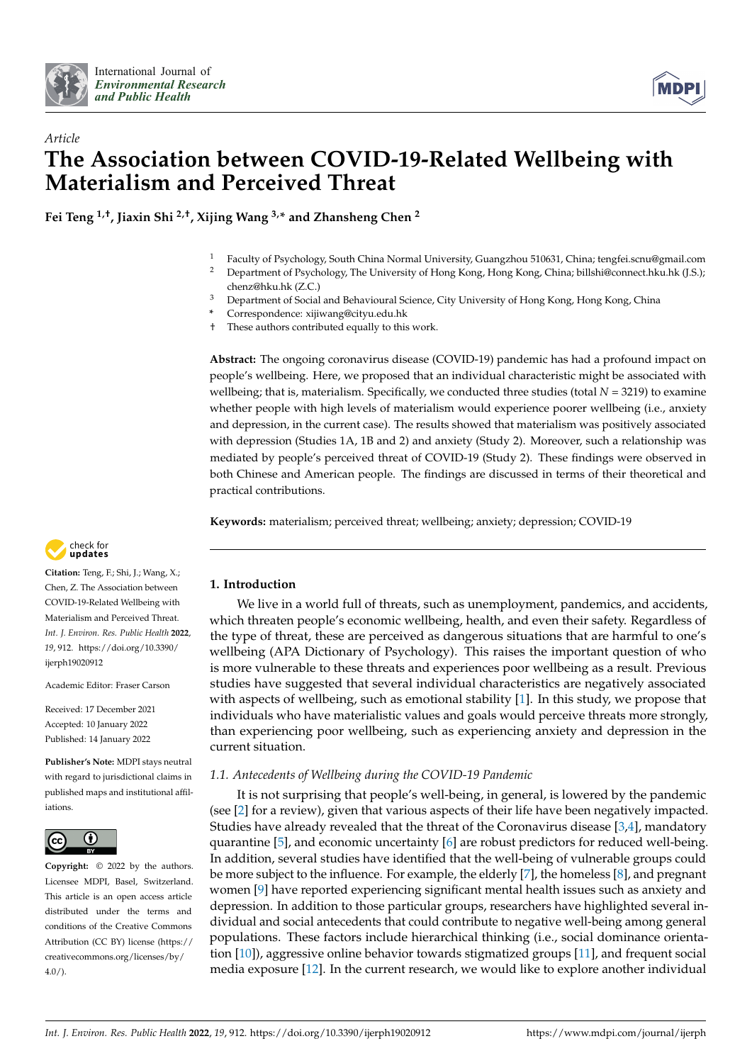International Journal of *Environmental Research and Public Health*

*Article*

# The Association between COVID-19-Related Wellbeing with Materialism and Perceived Threat

**Fei Teng [1,†], Jiaxin Shi [2,†], Xijing Wang [3,*] and Zhansheng Chen [2]**

[1] Faculty of Psychology, South China Normal University, Guangzhou 510631, China; tengfei.scnu@gmail.com
[2] Department of Psychology, The University of Hong Kong, Hong Kong, China; billshi@connect.hku.hk (J.S.); chenz@hku.hk (Z.C.)
[3] Department of Social and Behavioural Science, City University of Hong Kong, Hong Kong, China
\* Correspondence: xijiwang@cityu.edu.hk
† These authors contributed equally to this work.

**Abstract:** The ongoing coronavirus disease (COVID-19) pandemic has had a profound impact on people's wellbeing. Here, we proposed that an individual characteristic might be associated with wellbeing; that is, materialism. Specifically, we conducted three studies (total $N = 3219$) to examine whether people with high levels of materialism would experience poorer wellbeing (i.e., anxiety and depression, in the current case). The results showed that materialism was positively associated with depression (Studies 1A, 1B and 2) and anxiety (Study 2). Moreover, such a relationship was mediated by people's perceived threat of COVID-19 (Study 2). These findings were observed in both Chinese and American people. The findings are discussed in terms of their theoretical and practical contributions.

**Keywords:** materialism; perceived threat; wellbeing; anxiety; depression; COVID-19

**Citation:** Teng, F.; Shi, J.; Wang, X.; Chen, Z. The Association between COVID-19-Related Wellbeing with Materialism and Perceived Threat. *Int. J. Environ. Res. Public Health* **2022**, *19*, 912. https://doi.org/10.3390/ijerph19020912

Academic Editor: Fraser Carson

Received: 17 December 2021
Accepted: 10 January 2022
Published: 14 January 2022

**Publisher's Note:** MDPI stays neutral with regard to jurisdictional claims in published maps and institutional affiliations.

**Copyright:** © 2022 by the authors. Licensee MDPI, Basel, Switzerland. This article is an open access article distributed under the terms and conditions of the Creative Commons Attribution (CC BY) license (https://creativecommons.org/licenses/by/4.0/).

## 1. Introduction

We live in a world full of threats, such as unemployment, pandemics, and accidents, which threaten people's economic wellbeing, health, and even their safety. Regardless of the type of threat, these are perceived as dangerous situations that are harmful to one's wellbeing (APA Dictionary of Psychology). This raises the important question of who is more vulnerable to these threats and experiences poor wellbeing as a result. Previous studies have suggested that several individual characteristics are negatively associated with aspects of wellbeing, such as emotional stability [1]. In this study, we propose that individuals who have materialistic values and goals would perceive threats more strongly, than experiencing poor wellbeing, such as experiencing anxiety and depression in the current situation.

### 1.1. Antecedents of Wellbeing during the COVID-19 Pandemic

It is not surprising that people's well-being, in general, is lowered by the pandemic (see [2] for a review), given that various aspects of their life have been negatively impacted. Studies have already revealed that the threat of the Coronavirus disease [3,4], mandatory quarantine [5], and economic uncertainty [6] are robust predictors for reduced well-being. In addition, several studies have identified that the well-being of vulnerable groups could be more subject to the influence. For example, the elderly [7], the homeless [8], and pregnant women [9] have reported experiencing significant mental health issues such as anxiety and depression. In addition to those particular groups, researchers have highlighted several individual and social antecedents that could contribute to negative well-being among general populations. These factors include hierarchical thinking (i.e., social dominance orientation [10]), aggressive online behavior towards stigmatized groups [11], and frequent social media exposure [12]. In the current research, we would like to explore another individual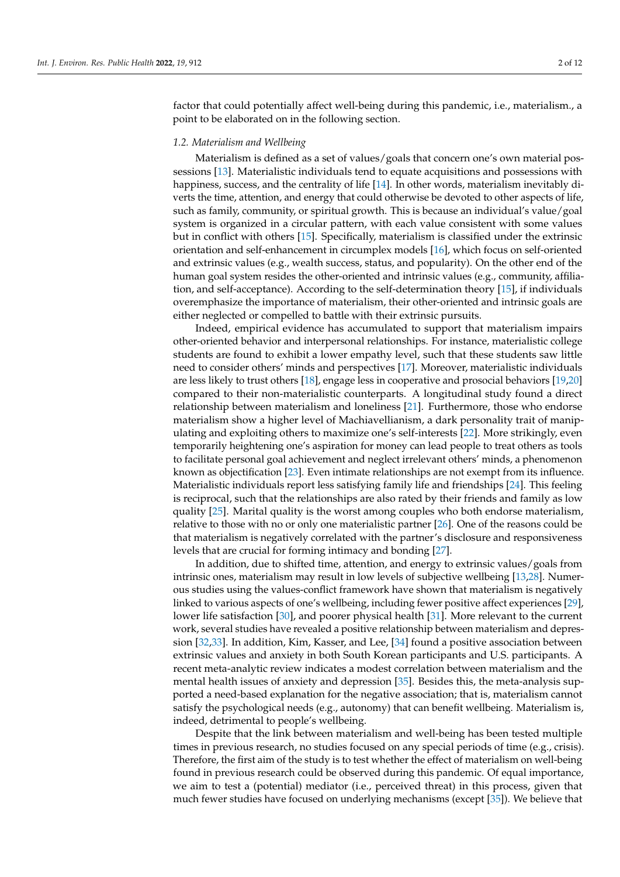factor that could potentially affect well-being during this pandemic, i.e., materialism., a point to be elaborated on in the following section.

### 1.2. Materialism and Wellbeing

Materialism is defined as a set of values/goals that concern one's own material possessions [13]. Materialistic individuals tend to equate acquisitions and possessions with happiness, success, and the centrality of life [14]. In other words, materialism inevitably diverts the time, attention, and energy that could otherwise be devoted to other aspects of life, such as family, community, or spiritual growth. This is because an individual's value/goal system is organized in a circular pattern, with each value consistent with some values but in conflict with others [15]. Specifically, materialism is classified under the extrinsic orientation and self-enhancement in circumplex models [16], which focus on self-oriented and extrinsic values (e.g., wealth success, status, and popularity). On the other end of the human goal system resides the other-oriented and intrinsic values (e.g., community, affiliation, and self-acceptance). According to the self-determination theory [15], if individuals overemphasize the importance of materialism, their other-oriented and intrinsic goals are either neglected or compelled to battle with their extrinsic pursuits.

Indeed, empirical evidence has accumulated to support that materialism impairs other-oriented behavior and interpersonal relationships. For instance, materialistic college students are found to exhibit a lower empathy level, such that these students saw little need to consider others' minds and perspectives [17]. Moreover, materialistic individuals are less likely to trust others [18], engage less in cooperative and prosocial behaviors [19,20] compared to their non-materialistic counterparts. A longitudinal study found a direct relationship between materialism and loneliness [21]. Furthermore, those who endorse materialism show a higher level of Machiavellianism, a dark personality trait of manipulating and exploiting others to maximize one's self-interests [22]. More strikingly, even temporarily heightening one's aspiration for money can lead people to treat others as tools to facilitate personal goal achievement and neglect irrelevant others' minds, a phenomenon known as objectification [23]. Even intimate relationships are not exempt from its influence. Materialistic individuals report less satisfying family life and friendships [24]. This feeling is reciprocal, such that the relationships are also rated by their friends and family as low quality [25]. Marital quality is the worst among couples who both endorse materialism, relative to those with no or only one materialistic partner [26]. One of the reasons could be that materialism is negatively correlated with the partner's disclosure and responsiveness levels that are crucial for forming intimacy and bonding [27].

In addition, due to shifted time, attention, and energy to extrinsic values/goals from intrinsic ones, materialism may result in low levels of subjective wellbeing [13,28]. Numerous studies using the values-conflict framework have shown that materialism is negatively linked to various aspects of one's wellbeing, including fewer positive affect experiences [29], lower life satisfaction [30], and poorer physical health [31]. More relevant to the current work, several studies have revealed a positive relationship between materialism and depression [32,33]. In addition, Kim, Kasser, and Lee, [34] found a positive association between extrinsic values and anxiety in both South Korean participants and U.S. participants. A recent meta-analytic review indicates a modest correlation between materialism and the mental health issues of anxiety and depression [35]. Besides this, the meta-analysis supported a need-based explanation for the negative association; that is, materialism cannot satisfy the psychological needs (e.g., autonomy) that can benefit wellbeing. Materialism is, indeed, detrimental to people's wellbeing.

Despite that the link between materialism and well-being has been tested multiple times in previous research, no studies focused on any special periods of time (e.g., crisis). Therefore, the first aim of the study is to test whether the effect of materialism on well-being found in previous research could be observed during this pandemic. Of equal importance, we aim to test a (potential) mediator (i.e., perceived threat) in this process, given that much fewer studies have focused on underlying mechanisms (except [35]). We believe that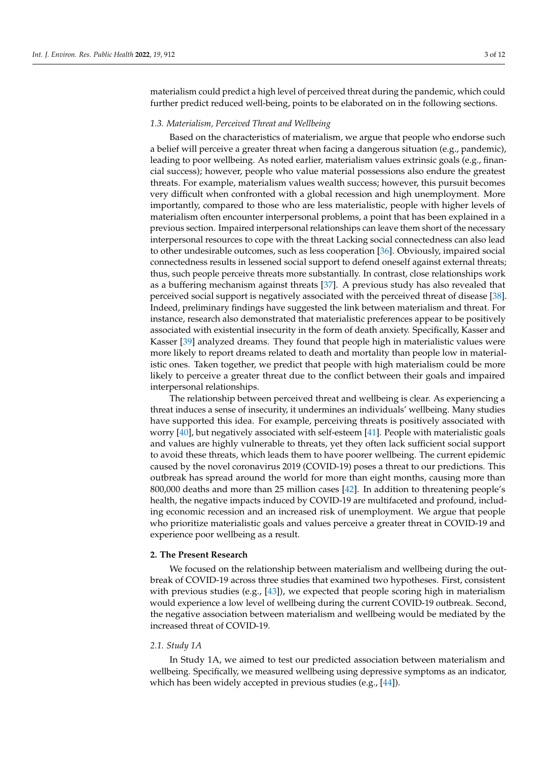materialism could predict a high level of perceived threat during the pandemic, which could further predict reduced well-being, points to be elaborated on in the following sections.

### 1.3. Materialism, Perceived Threat and Wellbeing

Based on the characteristics of materialism, we argue that people who endorse such a belief will perceive a greater threat when facing a dangerous situation (e.g., pandemic), leading to poor wellbeing. As noted earlier, materialism values extrinsic goals (e.g., financial success); however, people who value material possessions also endure the greatest threats. For example, materialism values wealth success; however, this pursuit becomes very difficult when confronted with a global recession and high unemployment. More importantly, compared to those who are less materialistic, people with higher levels of materialism often encounter interpersonal problems, a point that has been explained in a previous section. Impaired interpersonal relationships can leave them short of the necessary interpersonal resources to cope with the threat Lacking social connectedness can also lead to other undesirable outcomes, such as less cooperation [36]. Obviously, impaired social connectedness results in lessened social support to defend oneself against external threats; thus, such people perceive threats more substantially. In contrast, close relationships work as a buffering mechanism against threats [37]. A previous study has also revealed that perceived social support is negatively associated with the perceived threat of disease [38]. Indeed, preliminary findings have suggested the link between materialism and threat. For instance, research also demonstrated that materialistic preferences appear to be positively associated with existential insecurity in the form of death anxiety. Specifically, Kasser and Kasser [39] analyzed dreams. They found that people high in materialistic values were more likely to report dreams related to death and mortality than people low in materialistic ones. Taken together, we predict that people with high materialism could be more likely to perceive a greater threat due to the conflict between their goals and impaired interpersonal relationships.

The relationship between perceived threat and wellbeing is clear. As experiencing a threat induces a sense of insecurity, it undermines an individuals' wellbeing. Many studies have supported this idea. For example, perceiving threats is positively associated with worry [40], but negatively associated with self-esteem [41]. People with materialistic goals and values are highly vulnerable to threats, yet they often lack sufficient social support to avoid these threats, which leads them to have poorer wellbeing. The current epidemic caused by the novel coronavirus 2019 (COVID-19) poses a threat to our predictions. This outbreak has spread around the world for more than eight months, causing more than 800,000 deaths and more than 25 million cases [42]. In addition to threatening people's health, the negative impacts induced by COVID-19 are multifaceted and profound, including economic recession and an increased risk of unemployment. We argue that people who prioritize materialistic goals and values perceive a greater threat in COVID-19 and experience poor wellbeing as a result.

## 2. The Present Research

We focused on the relationship between materialism and wellbeing during the outbreak of COVID-19 across three studies that examined two hypotheses. First, consistent with previous studies (e.g., [43]), we expected that people scoring high in materialism would experience a low level of wellbeing during the current COVID-19 outbreak. Second, the negative association between materialism and wellbeing would be mediated by the increased threat of COVID-19.

### 2.1. Study 1A

In Study 1A, we aimed to test our predicted association between materialism and wellbeing. Specifically, we measured wellbeing using depressive symptoms as an indicator, which has been widely accepted in previous studies (e.g., [44]).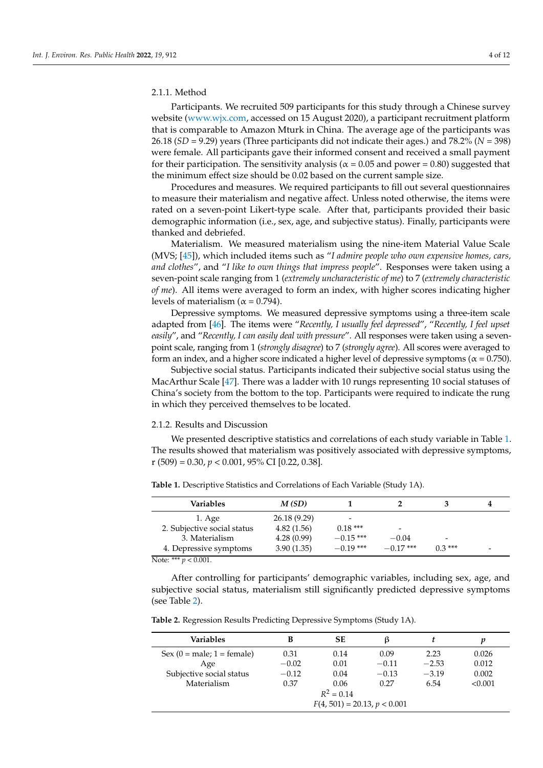#### 2.1.1. Method

Participants. We recruited 509 participants for this study through a Chinese survey website (www.wjx.com, accessed on 15 August 2020), a participant recruitment platform that is comparable to Amazon Mturk in China. The average age of the participants was 26.18 (*SD* = 9.29) years (Three participants did not indicate their ages.) and 78.2% (*N* = 398) were female. All participants gave their informed consent and received a small payment for their participation. The sensitivity analysis ($\alpha = 0.05$ and power = 0.80) suggested that the minimum effect size should be 0.02 based on the current sample size.

Procedures and measures. We required participants to fill out several questionnaires to measure their materialism and negative affect. Unless noted otherwise, the items were rated on a seven-point Likert-type scale. After that, participants provided their basic demographic information (i.e., sex, age, and subjective status). Finally, participants were thanked and debriefed.

Materialism. We measured materialism using the nine-item Material Value Scale (MVS; [45]), which included items such as "*I admire people who own expensive homes, cars, and clothes*", and "*I like to own things that impress people*". Responses were taken using a seven-point scale ranging from 1 (*extremely uncharacteristic of me*) to 7 (*extremely characteristic of me*). All items were averaged to form an index, with higher scores indicating higher levels of materialism ($\alpha = 0.794$).

Depressive symptoms. We measured depressive symptoms using a three-item scale adapted from [46]. The items were "*Recently, I usually feel depressed*", "*Recently, I feel upset easily*", and "*Recently, I can easily deal with pressure*". All responses were taken using a seven-point scale, ranging from 1 (*strongly disagree*) to 7 (*strongly agree*). All scores were averaged to form an index, and a higher score indicated a higher level of depressive symptoms ($\alpha = 0.750$).

Subjective social status. Participants indicated their subjective social status using the MacArthur Scale [47]. There was a ladder with 10 rungs representing 10 social statuses of China's society from the bottom to the top. Participants were required to indicate the rung in which they perceived themselves to be located.

#### 2.1.2. Results and Discussion

We presented descriptive statistics and correlations of each study variable in Table 1. The results showed that materialism was positively associated with depressive symptoms, r (509) = 0.30, $p < 0.001$, 95% CI [0.22, 0.38].

**Table 1.** Descriptive Statistics and Correlations of Each Variable (Study 1A).

| Variables | *M (SD)* | 1 | 2 | 3 | 4 |
|---|---|---|---|---|---|
| 1. Age | 26.18 (9.29) | - | | | |
| 2. Subjective social status | 4.82 (1.56) | 0.18 *** | - | | |
| 3. Materialism | 4.28 (0.99) | −0.15 *** | −0.04 | - | |
| 4. Depressive symptoms | 3.90 (1.35) | −0.19 *** | −0.17 *** | 0.3 *** | - |

Note: *** $p < 0.001$.

After controlling for participants' demographic variables, including sex, age, and subjective social status, materialism still significantly predicted depressive symptoms (see Table 2).

**Table 2.** Regression Results Predicting Depressive Symptoms (Study 1A).

| Variables | B | SE | β | *t* | *p* |
|---|---|---|---|---|---|
| Sex (0 = male; 1 = female) | 0.31 | 0.14 | 0.09 | 2.23 | 0.026 |
| Age | −0.02 | 0.01 | −0.11 | −2.53 | 0.012 |
| Subjective social status | −0.12 | 0.04 | −0.13 | −3.19 | 0.002 |
| Materialism | 0.37 | 0.06 | 0.27 | 6.54 | <0.001 |
| | | $R^2 = 0.14$ | | | |
| | | $F(4, 501) = 20.13$, $p < 0.001$ | | | |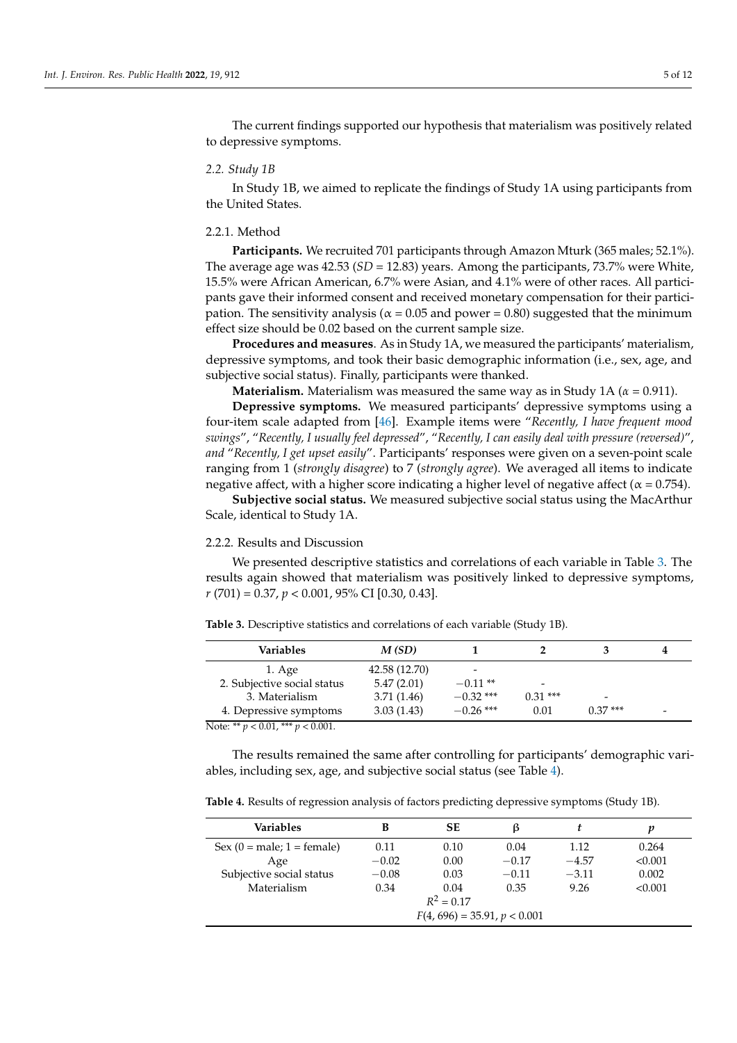The current findings supported our hypothesis that materialism was positively related to depressive symptoms.

### 2.2. Study 1B

In Study 1B, we aimed to replicate the findings of Study 1A using participants from the United States.

#### 2.2.1. Method

**Participants.** We recruited 701 participants through Amazon Mturk (365 males; 52.1%). The average age was 42.53 (*SD* = 12.83) years. Among the participants, 73.7% were White, 15.5% were African American, 6.7% were Asian, and 4.1% were of other races. All participants gave their informed consent and received monetary compensation for their participation. The sensitivity analysis ($\alpha = 0.05$ and power = 0.80) suggested that the minimum effect size should be 0.02 based on the current sample size.

**Procedures and measures**. As in Study 1A, we measured the participants' materialism, depressive symptoms, and took their basic demographic information (i.e., sex, age, and subjective social status). Finally, participants were thanked.

**Materialism.** Materialism was measured the same way as in Study 1A ($\alpha = 0.911$).

**Depressive symptoms.** We measured participants' depressive symptoms using a four-item scale adapted from [46]. Example items were "*Recently, I have frequent mood swings*", "*Recently, I usually feel depressed*", "*Recently, I can easily deal with pressure (reversed)*", *and* "*Recently, I get upset easily*". Participants' responses were given on a seven-point scale ranging from 1 (*strongly disagree*) to 7 (*strongly agree*). We averaged all items to indicate negative affect, with a higher score indicating a higher level of negative affect ($\alpha = 0.754$).

**Subjective social status.** We measured subjective social status using the MacArthur Scale, identical to Study 1A.

#### 2.2.2. Results and Discussion

We presented descriptive statistics and correlations of each variable in Table 3. The results again showed that materialism was positively linked to depressive symptoms, $r$ (701) = 0.37, $p < 0.001$, 95% CI [0.30, 0.43].

**Table 3.** Descriptive statistics and correlations of each variable (Study 1B).

| Variables | *M (SD)* | 1 | 2 | 3 | 4 |
|---|---|---|---|---|---|
| 1. Age | 42.58 (12.70) | - | | | |
| 2. Subjective social status | 5.47 (2.01) | −0.11 ** | - | | |
| 3. Materialism | 3.71 (1.46) | −0.32 *** | 0.31 *** | - | |
| 4. Depressive symptoms | 3.03 (1.43) | −0.26 *** | 0.01 | 0.37 *** | - |

Note: ** $p < 0.01$, *** $p < 0.001$.

The results remained the same after controlling for participants' demographic variables, including sex, age, and subjective social status (see Table 4).

**Table 4.** Results of regression analysis of factors predicting depressive symptoms (Study 1B).

| Variables | B | SE | β | *t* | *p* |
|---|---|---|---|---|---|
| Sex (0 = male; 1 = female) | 0.11 | 0.10 | 0.04 | 1.12 | 0.264 |
| Age | −0.02 | 0.00 | −0.17 | −4.57 | <0.001 |
| Subjective social status | −0.08 | 0.03 | −0.11 | −3.11 | 0.002 |
| Materialism | 0.34 | 0.04 | 0.35 | 9.26 | <0.001 |
| | | $R^2 = 0.17$ | | | |
| | | $F(4, 696) = 35.91$, $p < 0.001$ | | | |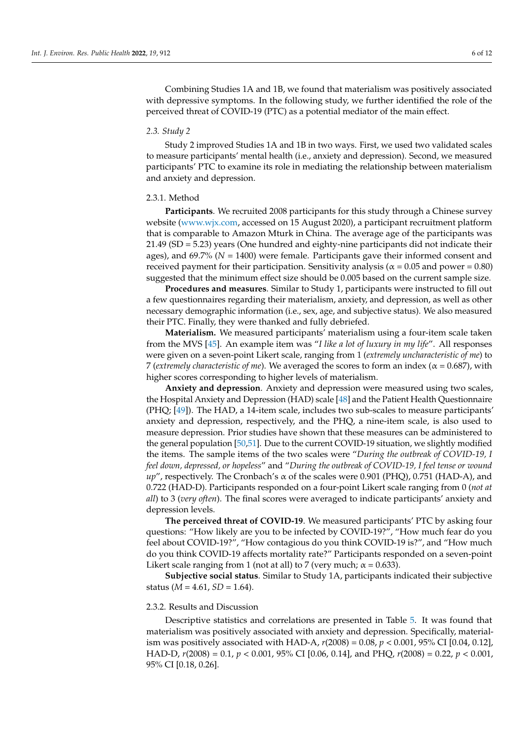Combining Studies 1A and 1B, we found that materialism was positively associated with depressive symptoms. In the following study, we further identified the role of the perceived threat of COVID-19 (PTC) as a potential mediator of the main effect.

### 2.3. Study 2

Study 2 improved Studies 1A and 1B in two ways. First, we used two validated scales to measure participants' mental health (i.e., anxiety and depression). Second, we measured participants' PTC to examine its role in mediating the relationship between materialism and anxiety and depression.

#### 2.3.1. Method

**Participants**. We recruited 2008 participants for this study through a Chinese survey website (www.wjx.com, accessed on 15 August 2020), a participant recruitment platform that is comparable to Amazon Mturk in China. The average age of the participants was 21.49 (SD = 5.23) years (One hundred and eighty-nine participants did not indicate their ages), and 69.7% ($N$ = 1400) were female. Participants gave their informed consent and received payment for their participation. Sensitivity analysis ($\alpha$ = 0.05 and power = 0.80) suggested that the minimum effect size should be 0.005 based on the current sample size.

**Procedures and measures**. Similar to Study 1, participants were instructed to fill out a few questionnaires regarding their materialism, anxiety, and depression, as well as other necessary demographic information (i.e., sex, age, and subjective status). We also measured their PTC. Finally, they were thanked and fully debriefed.

**Materialism.** We measured participants' materialism using a four-item scale taken from the MVS [45]. An example item was "*I like a lot of luxury in my life*". All responses were given on a seven-point Likert scale, ranging from 1 (*extremely uncharacteristic of me*) to 7 (*extremely characteristic of me*). We averaged the scores to form an index ($\alpha$ = 0.687), with higher scores corresponding to higher levels of materialism.

**Anxiety and depression**. Anxiety and depression were measured using two scales, the Hospital Anxiety and Depression (HAD) scale [48] and the Patient Health Questionnaire (PHQ; [49]). The HAD, a 14-item scale, includes two sub-scales to measure participants' anxiety and depression, respectively, and the PHQ, a nine-item scale, is also used to measure depression. Prior studies have shown that these measures can be administered to the general population [50,51]. Due to the current COVID-19 situation, we slightly modified the items. The sample items of the two scales were "*During the outbreak of COVID-19, I feel down, depressed, or hopeless*" and "*During the outbreak of COVID-19, I feel tense or wound up*", respectively. The Cronbach's $\alpha$ of the scales were 0.901 (PHQ), 0.751 (HAD-A), and 0.722 (HAD-D). Participants responded on a four-point Likert scale ranging from 0 (*not at all*) to 3 (*very often*). The final scores were averaged to indicate participants' anxiety and depression levels.

**The perceived threat of COVID-19**. We measured participants' PTC by asking four questions: "How likely are you to be infected by COVID-19?", "How much fear do you feel about COVID-19?", "How contagious do you think COVID-19 is?", and "How much do you think COVID-19 affects mortality rate?" Participants responded on a seven-point Likert scale ranging from 1 (not at all) to 7 (very much; $\alpha$ = 0.633).

**Subjective social status**. Similar to Study 1A, participants indicated their subjective status ($M$ = 4.61, $SD$ = 1.64).

#### 2.3.2. Results and Discussion

Descriptive statistics and correlations are presented in Table 5. It was found that materialism was positively associated with anxiety and depression. Specifically, materialism was positively associated with HAD-A, $r(2008) = 0.08$, $p < 0.001$, 95% CI [0.04, 0.12], HAD-D, $r(2008) = 0.1$, $p < 0.001$, 95% CI [0.06, 0.14], and PHQ, $r(2008) = 0.22$, $p < 0.001$, 95% CI [0.18, 0.26].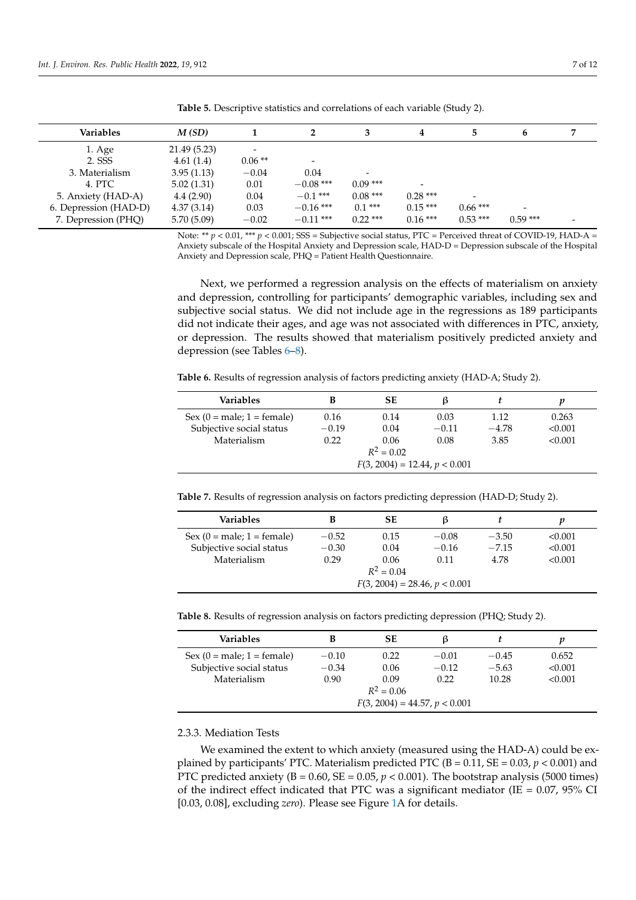**Table 5.** Descriptive statistics and correlations of each variable (Study 2).

| Variables | *M (SD)* | 1 | 2 | 3 | 4 | 5 | 6 | 7 |
|---|---|---|---|---|---|---|---|---|
| 1. Age | 21.49 (5.23) | - | | | | | | |
| 2. SSS | 4.61 (1.4) | 0.06 ** | - | | | | | |
| 3. Materialism | 3.95 (1.13) | −0.04 | 0.04 | - | | | | |
| 4. PTC | 5.02 (1.31) | 0.01 | −0.08 *** | 0.09 *** | - | | | |
| 5. Anxiety (HAD-A) | 4.4 (2.90) | 0.04 | −0.1 *** | 0.08 *** | 0.28 *** | - | | |
| 6. Depression (HAD-D) | 4.37 (3.14) | 0.03 | −0.16 *** | 0.1 *** | 0.15 *** | 0.66 *** | - | |
| 7. Depression (PHQ) | 5.70 (5.09) | −0.02 | −0.11 *** | 0.22 *** | 0.16 *** | 0.53 *** | 0.59 *** | - |

Note: ** $p < 0.01$, *** $p < 0.001$; SSS = Subjective social status, PTC = Perceived threat of COVID-19, HAD-A = Anxiety subscale of the Hospital Anxiety and Depression scale, HAD-D = Depression subscale of the Hospital Anxiety and Depression scale, PHQ = Patient Health Questionnaire.

Next, we performed a regression analysis on the effects of materialism on anxiety and depression, controlling for participants' demographic variables, including sex and subjective social status. We did not include age in the regressions as 189 participants did not indicate their ages, and age was not associated with differences in PTC, anxiety, or depression. The results showed that materialism positively predicted anxiety and depression (see Tables 6–8).

**Table 6.** Results of regression analysis of factors predicting anxiety (HAD-A; Study 2).

| Variables | B | SE | β | *t* | *p* |
|---|---|---|---|---|---|
| Sex (0 = male; 1 = female) | 0.16 | 0.14 | 0.03 | 1.12 | 0.263 |
| Subjective social status | −0.19 | 0.04 | −0.11 | −4.78 | <0.001 |
| Materialism | 0.22 | 0.06 | 0.08 | 3.85 | <0.001 |
| | | $R^2 = 0.02$ | | | |
| | | $F(3, 2004) = 12.44$, $p < 0.001$ | | | |

**Table 7.** Results of regression analysis on factors predicting depression (HAD-D; Study 2).

| Variables | B | SE | β | *t* | *p* |
|---|---|---|---|---|---|
| Sex (0 = male; 1 = female) | −0.52 | 0.15 | −0.08 | −3.50 | <0.001 |
| Subjective social status | −0.30 | 0.04 | −0.16 | −7.15 | <0.001 |
| Materialism | 0.29 | 0.06 | 0.11 | 4.78 | <0.001 |
| | | $R^2 = 0.04$ | | | |
| | | $F(3, 2004) = 28.46$, $p < 0.001$ | | | |

**Table 8.** Results of regression analysis on factors predicting depression (PHQ; Study 2).

| Variables | B | SE | β | *t* | *p* |
|---|---|---|---|---|---|
| Sex (0 = male; 1 = female) | −0.10 | 0.22 | −0.01 | −0.45 | 0.652 |
| Subjective social status | −0.34 | 0.06 | −0.12 | −5.63 | <0.001 |
| Materialism | 0.90 | 0.09 | 0.22 | 10.28 | <0.001 |
| | | $R^2 = 0.06$ | | | |
| | | $F(3, 2004) = 44.57$, $p < 0.001$ | | | |

### 2.3.3. Mediation Tests

We examined the extent to which anxiety (measured using the HAD-A) could be explained by participants' PTC. Materialism predicted PTC (B = 0.11, SE = 0.03, $p < 0.001$) and PTC predicted anxiety (B = 0.60, SE = 0.05, $p < 0.001$). The bootstrap analysis (5000 times) of the indirect effect indicated that PTC was a significant mediator (IE = 0.07, 95% CI [0.03, 0.08], excluding *zero*). Please see Figure 1A for details.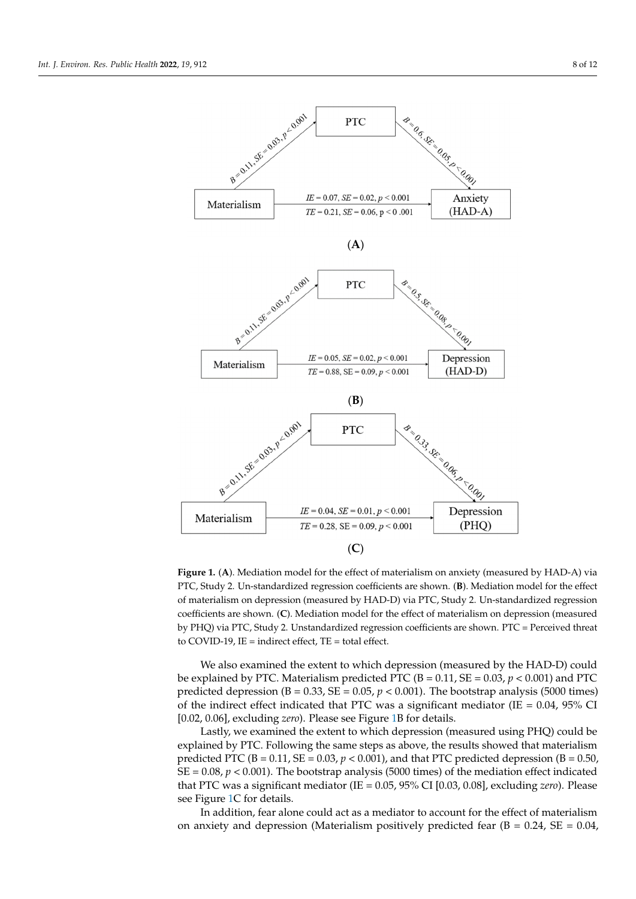**Figure 1.** (**A**). Mediation model for the effect of materialism on anxiety (measured by HAD-A) via PTC, Study 2. Un-standardized regression coefficients are shown. (**B**). Mediation model for the effect of materialism on depression (measured by HAD-D) via PTC, Study 2. Un-standardized regression coefficients are shown. (**C**). Mediation model for the effect of materialism on depression (measured by PHQ) via PTC, Study 2. Unstandardized regression coefficients are shown. PTC = Perceived threat to COVID-19, IE = indirect effect, TE = total effect.

We also examined the extent to which depression (measured by the HAD-D) could be explained by PTC. Materialism predicted PTC (B = 0.11, SE = 0.03, $p < 0.001$) and PTC predicted depression (B = 0.33, SE = 0.05, $p < 0.001$). The bootstrap analysis (5000 times) of the indirect effect indicated that PTC was a significant mediator (IE = 0.04, 95% CI [0.02, 0.06], excluding *zero*). Please see Figure 1B for details.

Lastly, we examined the extent to which depression (measured using PHQ) could be explained by PTC. Following the same steps as above, the results showed that materialism predicted PTC (B = 0.11, SE = 0.03, $p < 0.001$), and that PTC predicted depression (B = 0.50, SE = 0.08, $p < 0.001$). The bootstrap analysis (5000 times) of the mediation effect indicated that PTC was a significant mediator (IE = 0.05, 95% CI [0.03, 0.08], excluding *zero*). Please see Figure 1C for details.

In addition, fear alone could act as a mediator to account for the effect of materialism on anxiety and depression (Materialism positively predicted fear (B = 0.24, SE = 0.04,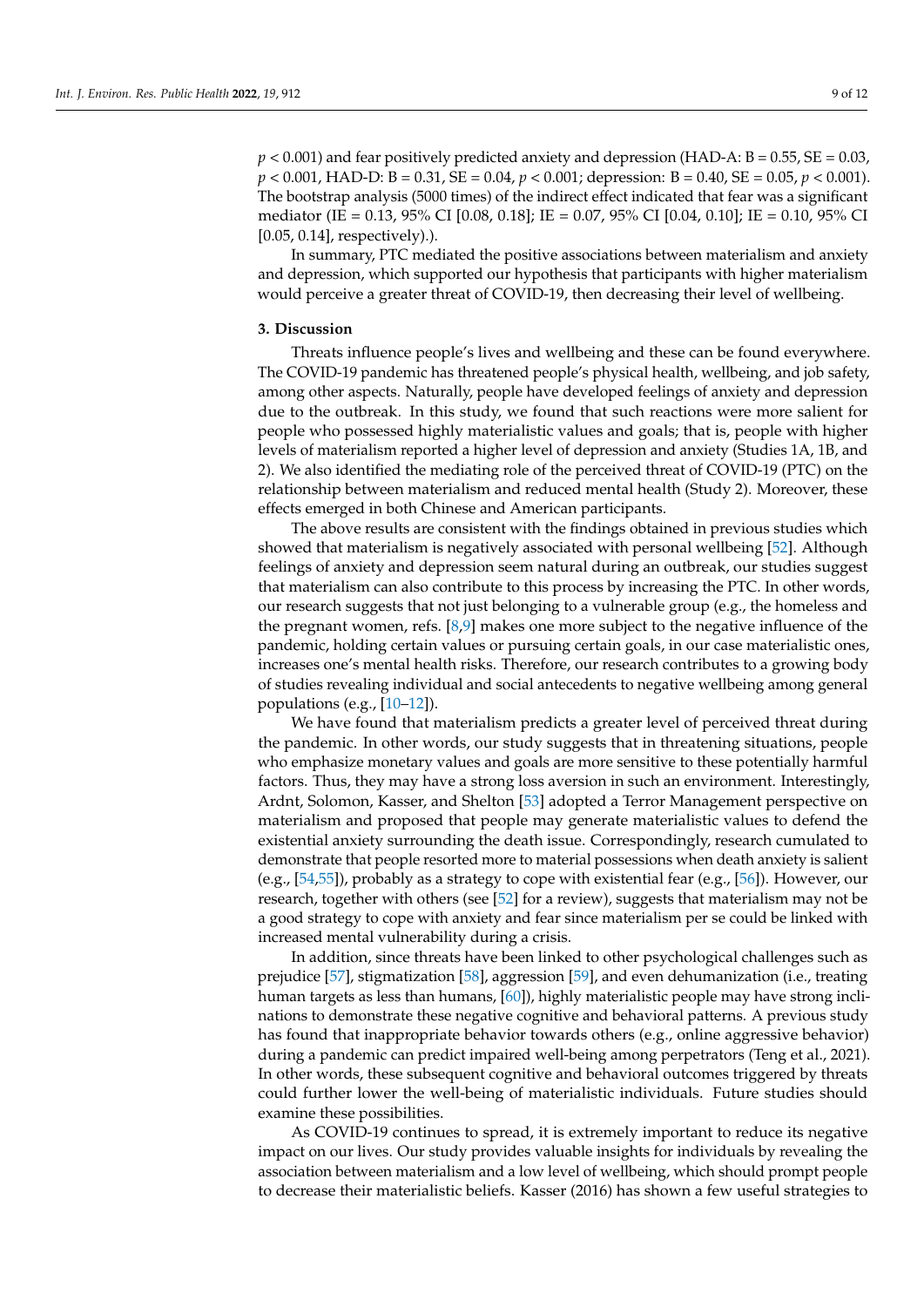$p < 0.001$) and fear positively predicted anxiety and depression (HAD-A: B = 0.55, SE = 0.03, $p < 0.001$, HAD-D: B = 0.31, SE = 0.04, $p < 0.001$; depression: B = 0.40, SE = 0.05, $p < 0.001$). The bootstrap analysis (5000 times) of the indirect effect indicated that fear was a significant mediator (IE = 0.13, 95% CI [0.08, 0.18]; IE = 0.07, 95% CI [0.04, 0.10]; IE = 0.10, 95% CI [0.05, 0.14], respectively).).

In summary, PTC mediated the positive associations between materialism and anxiety and depression, which supported our hypothesis that participants with higher materialism would perceive a greater threat of COVID-19, then decreasing their level of wellbeing.

## 3. Discussion

Threats influence people's lives and wellbeing and these can be found everywhere. The COVID-19 pandemic has threatened people's physical health, wellbeing, and job safety, among other aspects. Naturally, people have developed feelings of anxiety and depression due to the outbreak. In this study, we found that such reactions were more salient for people who possessed highly materialistic values and goals; that is, people with higher levels of materialism reported a higher level of depression and anxiety (Studies 1A, 1B, and 2). We also identified the mediating role of the perceived threat of COVID-19 (PTC) on the relationship between materialism and reduced mental health (Study 2). Moreover, these effects emerged in both Chinese and American participants.

The above results are consistent with the findings obtained in previous studies which showed that materialism is negatively associated with personal wellbeing [52]. Although feelings of anxiety and depression seem natural during an outbreak, our studies suggest that materialism can also contribute to this process by increasing the PTC. In other words, our research suggests that not just belonging to a vulnerable group (e.g., the homeless and the pregnant women, refs. [8,9] makes one more subject to the negative influence of the pandemic, holding certain values or pursuing certain goals, in our case materialistic ones, increases one's mental health risks. Therefore, our research contributes to a growing body of studies revealing individual and social antecedents to negative wellbeing among general populations (e.g., [10–12]).

We have found that materialism predicts a greater level of perceived threat during the pandemic. In other words, our study suggests that in threatening situations, people who emphasize monetary values and goals are more sensitive to these potentially harmful factors. Thus, they may have a strong loss aversion in such an environment. Interestingly, Ardnt, Solomon, Kasser, and Shelton [53] adopted a Terror Management perspective on materialism and proposed that people may generate materialistic values to defend the existential anxiety surrounding the death issue. Correspondingly, research cumulated to demonstrate that people resorted more to material possessions when death anxiety is salient (e.g., [54,55]), probably as a strategy to cope with existential fear (e.g., [56]). However, our research, together with others (see [52] for a review), suggests that materialism may not be a good strategy to cope with anxiety and fear since materialism per se could be linked with increased mental vulnerability during a crisis.

In addition, since threats have been linked to other psychological challenges such as prejudice [57], stigmatization [58], aggression [59], and even dehumanization (i.e., treating human targets as less than humans, [60]), highly materialistic people may have strong inclinations to demonstrate these negative cognitive and behavioral patterns. A previous study has found that inappropriate behavior towards others (e.g., online aggressive behavior) during a pandemic can predict impaired well-being among perpetrators (Teng et al., 2021). In other words, these subsequent cognitive and behavioral outcomes triggered by threats could further lower the well-being of materialistic individuals. Future studies should examine these possibilities.

As COVID-19 continues to spread, it is extremely important to reduce its negative impact on our lives. Our study provides valuable insights for individuals by revealing the association between materialism and a low level of wellbeing, which should prompt people to decrease their materialistic beliefs. Kasser (2016) has shown a few useful strategies to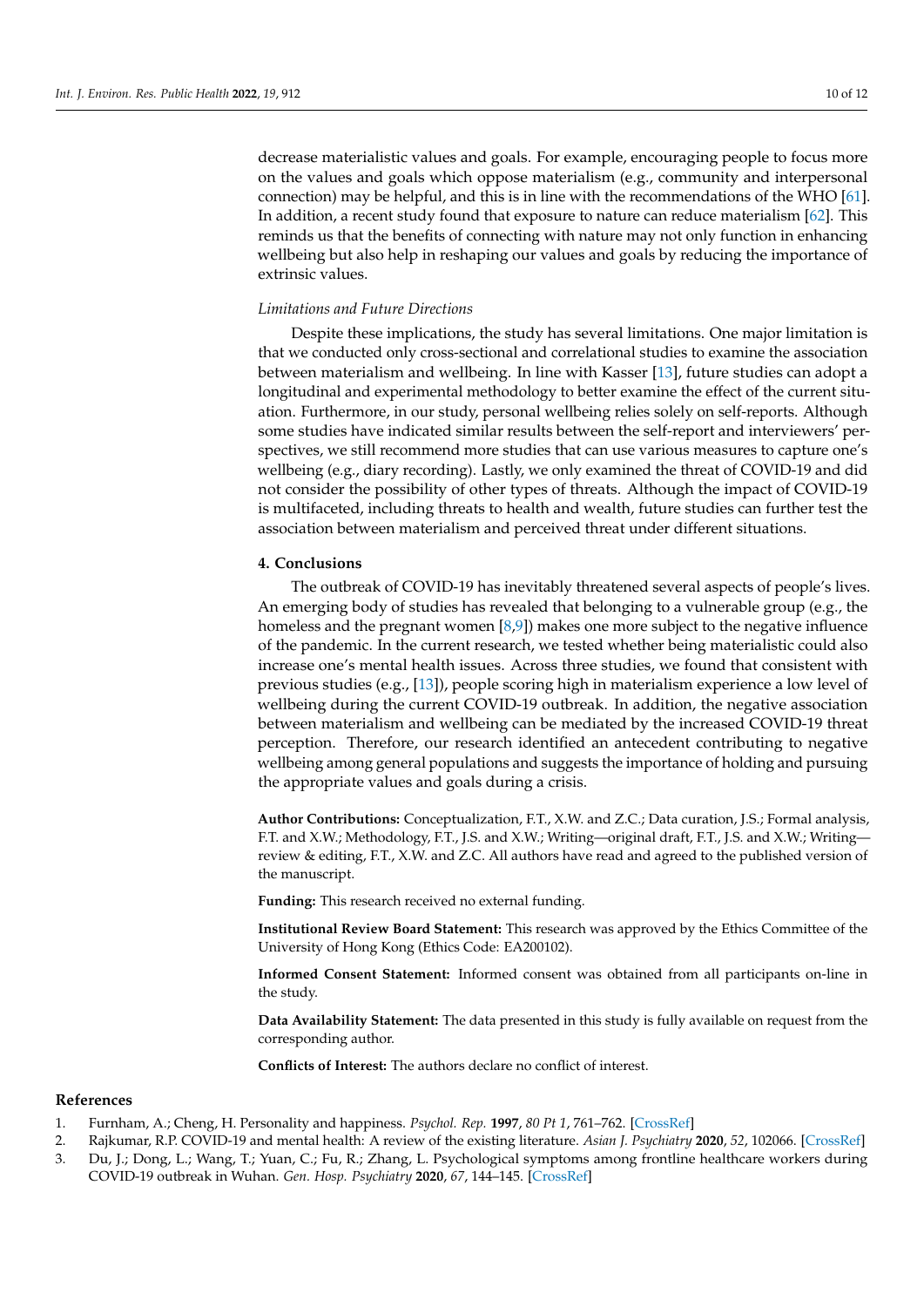decrease materialistic values and goals. For example, encouraging people to focus more on the values and goals which oppose materialism (e.g., community and interpersonal connection) may be helpful, and this is in line with the recommendations of the WHO [61]. In addition, a recent study found that exposure to nature can reduce materialism [62]. This reminds us that the benefits of connecting with nature may not only function in enhancing wellbeing but also help in reshaping our values and goals by reducing the importance of extrinsic values.

*Limitations and Future Directions*

Despite these implications, the study has several limitations. One major limitation is that we conducted only cross-sectional and correlational studies to examine the association between materialism and wellbeing. In line with Kasser [13], future studies can adopt a longitudinal and experimental methodology to better examine the effect of the current situation. Furthermore, in our study, personal wellbeing relies solely on self-reports. Although some studies have indicated similar results between the self-report and interviewers' perspectives, we still recommend more studies that can use various measures to capture one's wellbeing (e.g., diary recording). Lastly, we only examined the threat of COVID-19 and did not consider the possibility of other types of threats. Although the impact of COVID-19 is multifaceted, including threats to health and wealth, future studies can further test the association between materialism and perceived threat under different situations.

## 4. Conclusions

The outbreak of COVID-19 has inevitably threatened several aspects of people's lives. An emerging body of studies has revealed that belonging to a vulnerable group (e.g., the homeless and the pregnant women [8,9]) makes one more subject to the negative influence of the pandemic. In the current research, we tested whether being materialistic could also increase one's mental health issues. Across three studies, we found that consistent with previous studies (e.g., [13]), people scoring high in materialism experience a low level of wellbeing during the current COVID-19 outbreak. In addition, the negative association between materialism and wellbeing can be mediated by the increased COVID-19 threat perception. Therefore, our research identified an antecedent contributing to negative wellbeing among general populations and suggests the importance of holding and pursuing the appropriate values and goals during a crisis.

**Author Contributions:** Conceptualization, F.T., X.W. and Z.C.; Data curation, J.S.; Formal analysis, F.T. and X.W.; Methodology, F.T., J.S. and X.W.; Writing—original draft, F.T., J.S. and X.W.; Writing—review & editing, F.T., X.W. and Z.C. All authors have read and agreed to the published version of the manuscript.

**Funding:** This research received no external funding.

**Institutional Review Board Statement:** This research was approved by the Ethics Committee of the University of Hong Kong (Ethics Code: EA200102).

**Informed Consent Statement:** Informed consent was obtained from all participants on-line in the study.

**Data Availability Statement:** The data presented in this study is fully available on request from the corresponding author.

**Conflicts of Interest:** The authors declare no conflict of interest.

## References

1. Furnham, A.; Cheng, H. Personality and happiness. *Psychol. Rep.* **1997**, *80 Pt 1*, 761–762. [CrossRef]
2. Rajkumar, R.P. COVID-19 and mental health: A review of the existing literature. *Asian J. Psychiatry* **2020**, *52*, 102066. [CrossRef]
3. Du, J.; Dong, L.; Wang, T.; Yuan, C.; Fu, R.; Zhang, L. Psychological symptoms among frontline healthcare workers during COVID-19 outbreak in Wuhan. *Gen. Hosp. Psychiatry* **2020**, *67*, 144–145. [CrossRef]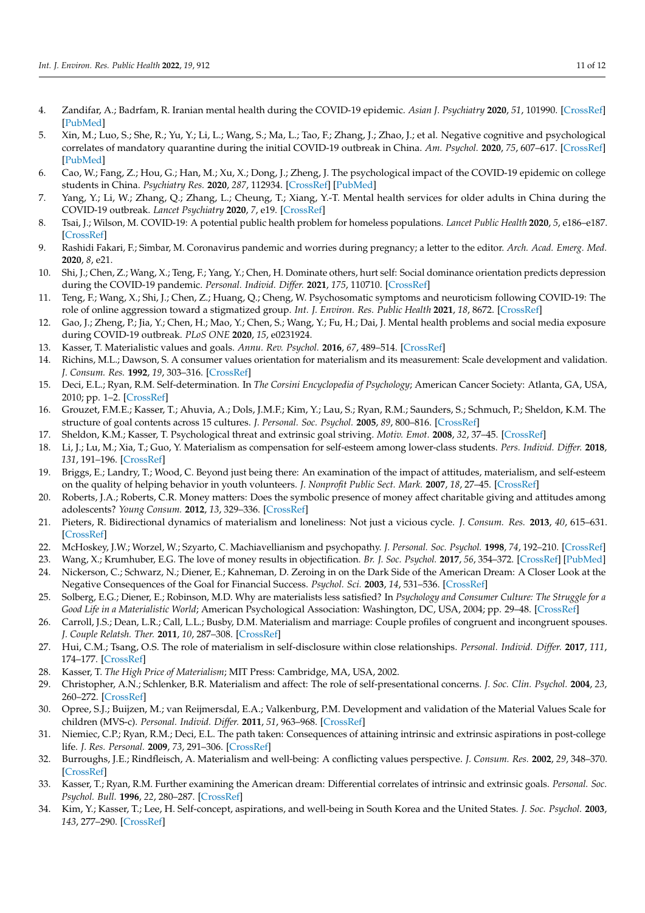4. Zandifar, A.; Badrfam, R. Iranian mental health during the COVID-19 epidemic. *Asian J. Psychiatry* **2020**, *51*, 101990. [CrossRef] [PubMed]
5. Xin, M.; Luo, S.; She, R.; Yu, Y.; Li, L.; Wang, S.; Ma, L.; Tao, F.; Zhang, J.; Zhao, J.; et al. Negative cognitive and psychological correlates of mandatory quarantine during the initial COVID-19 outbreak in China. *Am. Psychol.* **2020**, *75*, 607–617. [CrossRef] [PubMed]
6. Cao, W.; Fang, Z.; Hou, G.; Han, M.; Xu, X.; Dong, J.; Zheng, J. The psychological impact of the COVID-19 epidemic on college students in China. *Psychiatry Res.* **2020**, *287*, 112934. [CrossRef] [PubMed]
7. Yang, Y.; Li, W.; Zhang, Q.; Zhang, L.; Cheung, T.; Xiang, Y.-T. Mental health services for older adults in China during the COVID-19 outbreak. *Lancet Psychiatry* **2020**, *7*, e19. [CrossRef]
8. Tsai, J.; Wilson, M. COVID-19: A potential public health problem for homeless populations. *Lancet Public Health* **2020**, *5*, e186–e187. [CrossRef]
9. Rashidi Fakari, F.; Simbar, M. Coronavirus pandemic and worries during pregnancy; a letter to the editor. *Arch. Acad. Emerg. Med.* **2020**, *8*, e21.
10. Shi, J.; Chen, Z.; Wang, X.; Teng, F.; Yang, Y.; Chen, H. Dominate others, hurt self: Social dominance orientation predicts depression during the COVID-19 pandemic. *Personal. Individ. Differ.* **2021**, *175*, 110710. [CrossRef]
11. Teng, F.; Wang, X.; Shi, J.; Chen, Z.; Huang, Q.; Cheng, W. Psychosomatic symptoms and neuroticism following COVID-19: The role of online aggression toward a stigmatized group. *Int. J. Environ. Res. Public Health* **2021**, *18*, 8672. [CrossRef]
12. Gao, J.; Zheng, P.; Jia, Y.; Chen, H.; Mao, Y.; Chen, S.; Wang, Y.; Fu, H.; Dai, J. Mental health problems and social media exposure during COVID-19 outbreak. *PLoS ONE* **2020**, *15*, e0231924.
13. Kasser, T. Materialistic values and goals. *Annu. Rev. Psychol.* **2016**, *67*, 489–514. [CrossRef]
14. Richins, M.L.; Dawson, S. A consumer values orientation for materialism and its measurement: Scale development and validation. *J. Consum. Res.* **1992**, *19*, 303–316. [CrossRef]
15. Deci, E.L.; Ryan, R.M. Self-determination. In *The Corsini Encyclopedia of Psychology*; American Cancer Society: Atlanta, GA, USA, 2010; pp. 1–2. [CrossRef]
16. Grouzet, F.M.E.; Kasser, T.; Ahuvia, A.; Dols, J.M.F.; Kim, Y.; Lau, S.; Ryan, R.M.; Saunders, S.; Schmuch, P.; Sheldon, K.M. The structure of goal contents across 15 cultures. *J. Personal. Soc. Psychol.* **2005**, *89*, 800–816. [CrossRef]
17. Sheldon, K.M.; Kasser, T. Psychological threat and extrinsic goal striving. *Motiv. Emot.* **2008**, *32*, 37–45. [CrossRef]
18. Li, J.; Lu, M.; Xia, T.; Guo, Y. Materialism as compensation for self-esteem among lower-class students. *Pers. Individ. Differ.* **2018**, *131*, 191–196. [CrossRef]
19. Briggs, E.; Landry, T.; Wood, C. Beyond just being there: An examination of the impact of attitudes, materialism, and self-esteem on the quality of helping behavior in youth volunteers. *J. Nonprofit Public Sect. Mark.* **2007**, *18*, 27–45. [CrossRef]
20. Roberts, J.A.; Roberts, C.R. Money matters: Does the symbolic presence of money affect charitable giving and attitudes among adolescents? *Young Consum.* **2012**, *13*, 329–336. [CrossRef]
21. Pieters, R. Bidirectional dynamics of materialism and loneliness: Not just a vicious cycle. *J. Consum. Res.* **2013**, *40*, 615–631. [CrossRef]
22. McHoskey, J.W.; Worzel, W.; Szyarto, C. Machiavellianism and psychopathy. *J. Personal. Soc. Psychol.* **1998**, *74*, 192–210. [CrossRef]
23. Wang, X.; Krumhuber, E.G. The love of money results in objectification. *Br. J. Soc. Psychol.* **2017**, *56*, 354–372. [CrossRef] [PubMed]
24. Nickerson, C.; Schwarz, N.; Diener, E.; Kahneman, D. Zeroing in on the Dark Side of the American Dream: A Closer Look at the Negative Consequences of the Goal for Financial Success. *Psychol. Sci.* **2003**, *14*, 531–536. [CrossRef]
25. Solberg, E.G.; Diener, E.; Robinson, M.D. Why are materialists less satisfied? In *Psychology and Consumer Culture: The Struggle for a Good Life in a Materialistic World*; American Psychological Association: Washington, DC, USA, 2004; pp. 29–48. [CrossRef]
26. Carroll, J.S.; Dean, L.R.; Call, L.L.; Busby, D.M. Materialism and marriage: Couple profiles of congruent and incongruent spouses. *J. Couple Relatsh. Ther.* **2011**, *10*, 287–308. [CrossRef]
27. Hui, C.M.; Tsang, O.S. The role of materialism in self-disclosure within close relationships. *Personal. Individ. Differ.* **2017**, *111*, 174–177. [CrossRef]
28. Kasser, T. *The High Price of Materialism*; MIT Press: Cambridge, MA, USA, 2002.
29. Christopher, A.N.; Schlenker, B.R. Materialism and affect: The role of self-presentational concerns. *J. Soc. Clin. Psychol.* **2004**, *23*, 260–272. [CrossRef]
30. Opree, S.J.; Buijzen, M.; van Reijmersdal, E.A.; Valkenburg, P.M. Development and validation of the Material Values Scale for children (MVS-c). *Personal. Individ. Differ.* **2011**, *51*, 963–968. [CrossRef]
31. Niemiec, C.P.; Ryan, R.M.; Deci, E.L. The path taken: Consequences of attaining intrinsic and extrinsic aspirations in post-college life. *J. Res. Personal.* **2009**, *73*, 291–306. [CrossRef]
32. Burroughs, J.E.; Rindfleisch, A. Materialism and well-being: A conflicting values perspective. *J. Consum. Res.* **2002**, *29*, 348–370. [CrossRef]
33. Kasser, T.; Ryan, R.M. Further examining the American dream: Differential correlates of intrinsic and extrinsic goals. *Personal. Soc. Psychol. Bull.* **1996**, *22*, 280–287. [CrossRef]
34. Kim, Y.; Kasser, T.; Lee, H. Self-concept, aspirations, and well-being in South Korea and the United States. *J. Soc. Psychol.* **2003**, *143*, 277–290. [CrossRef]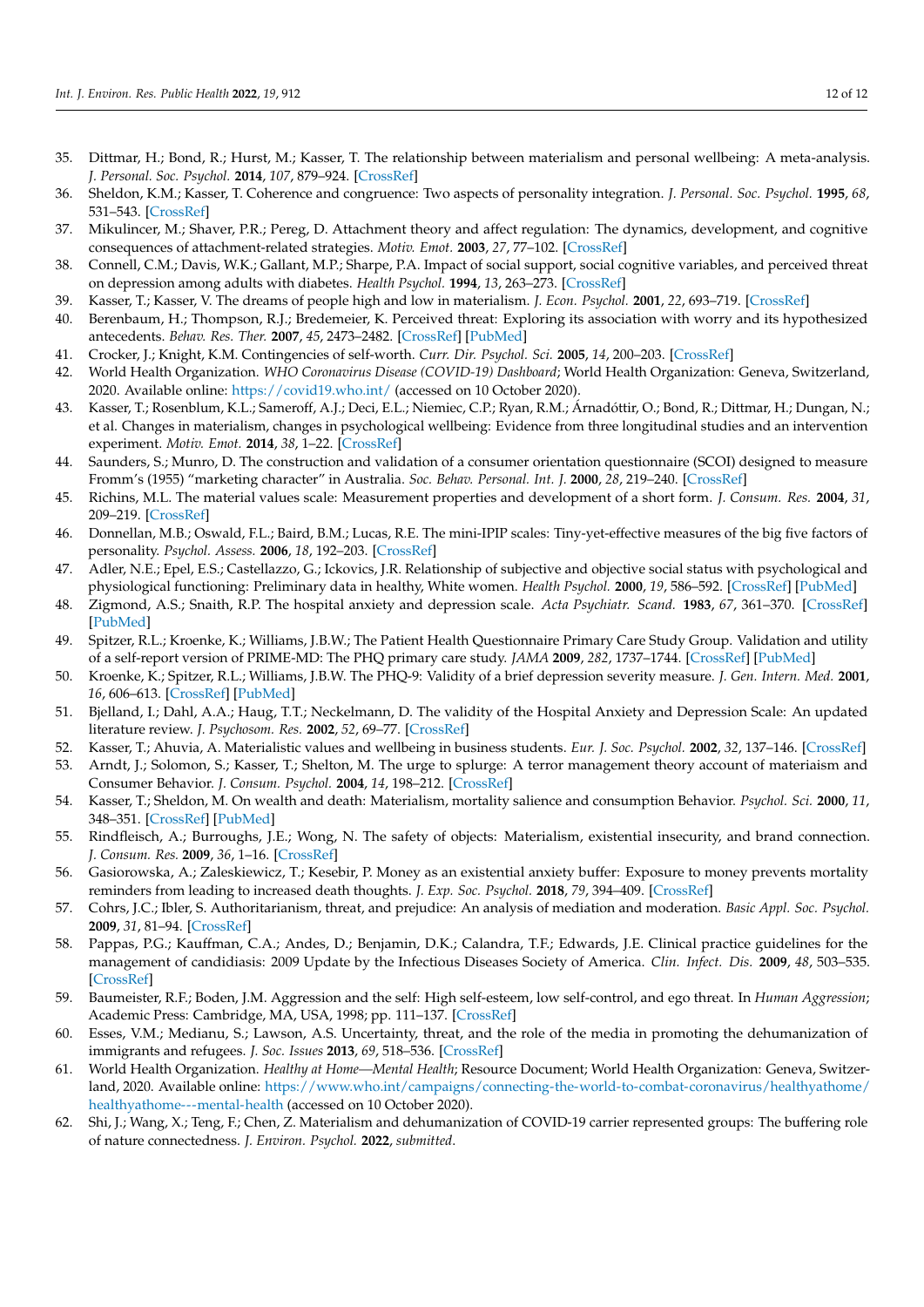35. Dittmar, H.; Bond, R.; Hurst, M.; Kasser, T. The relationship between materialism and personal wellbeing: A meta-analysis. *J. Personal. Soc. Psychol.* **2014**, *107*, 879–924. [CrossRef]
36. Sheldon, K.M.; Kasser, T. Coherence and congruence: Two aspects of personality integration. *J. Personal. Soc. Psychol.* **1995**, *68*, 531–543. [CrossRef]
37. Mikulincer, M.; Shaver, P.R.; Pereg, D. Attachment theory and affect regulation: The dynamics, development, and cognitive consequences of attachment-related strategies. *Motiv. Emot.* **2003**, *27*, 77–102. [CrossRef]
38. Connell, C.M.; Davis, W.K.; Gallant, M.P.; Sharpe, P.A. Impact of social support, social cognitive variables, and perceived threat on depression among adults with diabetes. *Health Psychol.* **1994**, *13*, 263–273. [CrossRef]
39. Kasser, T.; Kasser, V. The dreams of people high and low in materialism. *J. Econ. Psychol.* **2001**, *22*, 693–719. [CrossRef]
40. Berenbaum, H.; Thompson, R.J.; Bredemeier, K. Perceived threat: Exploring its association with worry and its hypothesized antecedents. *Behav. Res. Ther.* **2007**, *45*, 2473–2482. [CrossRef] [PubMed]
41. Crocker, J.; Knight, K.M. Contingencies of self-worth. *Curr. Dir. Psychol. Sci.* **2005**, *14*, 200–203. [CrossRef]
42. World Health Organization. *WHO Coronavirus Disease (COVID-19) Dashboard*; World Health Organization: Geneva, Switzerland, 2020. Available online: https://covid19.who.int/ (accessed on 10 October 2020).
43. Kasser, T.; Rosenblum, K.L.; Sameroff, A.J.; Deci, E.L.; Niemiec, C.P.; Ryan, R.M.; Árnadóttir, O.; Bond, R.; Dittmar, H.; Dungan, N.; et al. Changes in materialism, changes in psychological wellbeing: Evidence from three longitudinal studies and an intervention experiment. *Motiv. Emot.* **2014**, *38*, 1–22. [CrossRef]
44. Saunders, S.; Munro, D. The construction and validation of a consumer orientation questionnaire (SCOI) designed to measure Fromm's (1955) "marketing character" in Australia. *Soc. Behav. Personal. Int. J.* **2000**, *28*, 219–240. [CrossRef]
45. Richins, M.L. The material values scale: Measurement properties and development of a short form. *J. Consum. Res.* **2004**, *31*, 209–219. [CrossRef]
46. Donnellan, M.B.; Oswald, F.L.; Baird, B.M.; Lucas, R.E. The mini-IPIP scales: Tiny-yet-effective measures of the big five factors of personality. *Psychol. Assess.* **2006**, *18*, 192–203. [CrossRef]
47. Adler, N.E.; Epel, E.S.; Castellazzo, G.; Ickovics, J.R. Relationship of subjective and objective social status with psychological and physiological functioning: Preliminary data in healthy, White women. *Health Psychol.* **2000**, *19*, 586–592. [CrossRef] [PubMed]
48. Zigmond, A.S.; Snaith, R.P. The hospital anxiety and depression scale. *Acta Psychiatr. Scand.* **1983**, *67*, 361–370. [CrossRef] [PubMed]
49. Spitzer, R.L.; Kroenke, K.; Williams, J.B.W.; The Patient Health Questionnaire Primary Care Study Group. Validation and utility of a self-report version of PRIME-MD: The PHQ primary care study. *JAMA* **2009**, *282*, 1737–1744. [CrossRef] [PubMed]
50. Kroenke, K.; Spitzer, R.L.; Williams, J.B.W. The PHQ-9: Validity of a brief depression severity measure. *J. Gen. Intern. Med.* **2001**, *16*, 606–613. [CrossRef] [PubMed]
51. Bjelland, I.; Dahl, A.A.; Haug, T.T.; Neckelmann, D. The validity of the Hospital Anxiety and Depression Scale: An updated literature review. *J. Psychosom. Res.* **2002**, *52*, 69–77. [CrossRef]
52. Kasser, T.; Ahuvia, A. Materialistic values and wellbeing in business students. *Eur. J. Soc. Psychol.* **2002**, *32*, 137–146. [CrossRef]
53. Arndt, J.; Solomon, S.; Kasser, T.; Shelton, M. The urge to splurge: A terror management theory account of materiaism and Consumer Behavior. *J. Consum. Psychol.* **2004**, *14*, 198–212. [CrossRef]
54. Kasser, T.; Sheldon, M. On wealth and death: Materialism, mortality salience and consumption Behavior. *Psychol. Sci.* **2000**, *11*, 348–351. [CrossRef] [PubMed]
55. Rindfleisch, A.; Burroughs, J.E.; Wong, N. The safety of objects: Materialism, existential insecurity, and brand connection. *J. Consum. Res.* **2009**, *36*, 1–16. [CrossRef]
56. Gasiorowska, A.; Zaleskiewicz, T.; Kesebir, P. Money as an existential anxiety buffer: Exposure to money prevents mortality reminders from leading to increased death thoughts. *J. Exp. Soc. Psychol.* **2018**, *79*, 394–409. [CrossRef]
57. Cohrs, J.C.; Ibler, S. Authoritarianism, threat, and prejudice: An analysis of mediation and moderation. *Basic Appl. Soc. Psychol.* **2009**, *31*, 81–94. [CrossRef]
58. Pappas, P.G.; Kauffman, C.A.; Andes, D.; Benjamin, D.K.; Calandra, T.F.; Edwards, J.E. Clinical practice guidelines for the management of candidiasis: 2009 Update by the Infectious Diseases Society of America. *Clin. Infect. Dis.* **2009**, *48*, 503–535. [CrossRef]
59. Baumeister, R.F.; Boden, J.M. Aggression and the self: High self-esteem, low self-control, and ego threat. In *Human Aggression*; Academic Press: Cambridge, MA, USA, 1998; pp. 111–137. [CrossRef]
60. Esses, V.M.; Medianu, S.; Lawson, A.S. Uncertainty, threat, and the role of the media in promoting the dehumanization of immigrants and refugees. *J. Soc. Issues* **2013**, *69*, 518–536. [CrossRef]
61. World Health Organization. *Healthy at Home—Mental Health*; Resource Document; World Health Organization: Geneva, Switzerland, 2020. Available online: https://www.who.int/campaigns/connecting-the-world-to-combat-coronavirus/healthyathome/healthyathome---mental-health (accessed on 10 October 2020).
62. Shi, J.; Wang, X.; Teng, F.; Chen, Z. Materialism and dehumanization of COVID-19 carrier represented groups: The buffering role of nature connectedness. *J. Environ. Psychol.* **2022**, *submitted*.